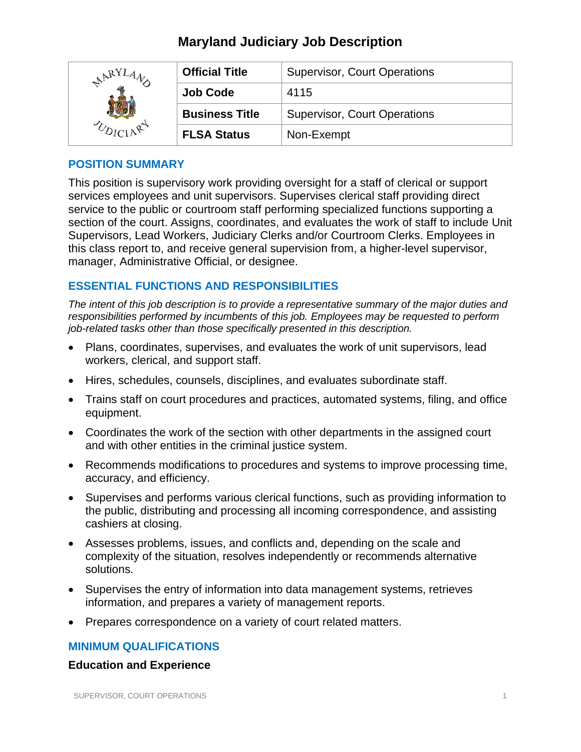# Maryland Judiciary Job Description

| | Official Title | Supervisor, Court Operations |
|---|---|---|
| | Job Code | 4115 |
| | Business Title | Supervisor, Court Operations |
| | FLSA Status | Non-Exempt |

## POSITION SUMMARY

This position is supervisory work providing oversight for a staff of clerical or support services employees and unit supervisors. Supervises clerical staff providing direct service to the public or courtroom staff performing specialized functions supporting a section of the court. Assigns, coordinates, and evaluates the work of staff to include Unit Supervisors, Lead Workers, Judiciary Clerks and/or Courtroom Clerks. Employees in this class report to, and receive general supervision from, a higher-level supervisor, manager, Administrative Official, or designee.

## ESSENTIAL FUNCTIONS AND RESPONSIBILITIES

*The intent of this job description is to provide a representative summary of the major duties and responsibilities performed by incumbents of this job. Employees may be requested to perform job-related tasks other than those specifically presented in this description.*

- Plans, coordinates, supervises, and evaluates the work of unit supervisors, lead workers, clerical, and support staff.
- Hires, schedules, counsels, disciplines, and evaluates subordinate staff.
- Trains staff on court procedures and practices, automated systems, filing, and office equipment.
- Coordinates the work of the section with other departments in the assigned court and with other entities in the criminal justice system.
- Recommends modifications to procedures and systems to improve processing time, accuracy, and efficiency.
- Supervises and performs various clerical functions, such as providing information to the public, distributing and processing all incoming correspondence, and assisting cashiers at closing.
- Assesses problems, issues, and conflicts and, depending on the scale and complexity of the situation, resolves independently or recommends alternative solutions.
- Supervises the entry of information into data management systems, retrieves information, and prepares a variety of management reports.
- Prepares correspondence on a variety of court related matters.

## MINIMUM QUALIFICATIONS

### Education and Experience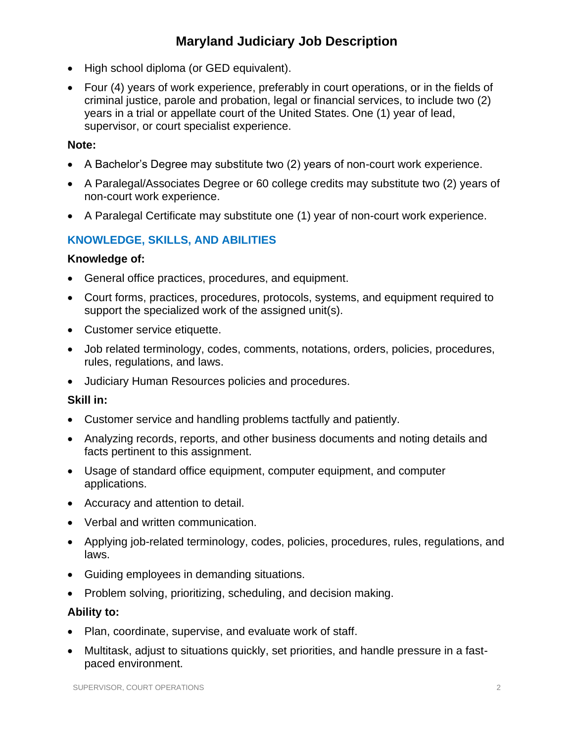- High school diploma (or GED equivalent).
- Four (4) years of work experience, preferably in court operations, or in the fields of criminal justice, parole and probation, legal or financial services, to include two (2) years in a trial or appellate court of the United States. One (1) year of lead, supervisor, or court specialist experience.

**Note:**

- A Bachelor's Degree may substitute two (2) years of non-court work experience.
- A Paralegal/Associates Degree or 60 college credits may substitute two (2) years of non-court work experience.
- A Paralegal Certificate may substitute one (1) year of non-court work experience.

## KNOWLEDGE, SKILLS, AND ABILITIES

**Knowledge of:**

- General office practices, procedures, and equipment.
- Court forms, practices, procedures, protocols, systems, and equipment required to support the specialized work of the assigned unit(s).
- Customer service etiquette.
- Job related terminology, codes, comments, notations, orders, policies, procedures, rules, regulations, and laws.
- Judiciary Human Resources policies and procedures.

**Skill in:**

- Customer service and handling problems tactfully and patiently.
- Analyzing records, reports, and other business documents and noting details and facts pertinent to this assignment.
- Usage of standard office equipment, computer equipment, and computer applications.
- Accuracy and attention to detail.
- Verbal and written communication.
- Applying job-related terminology, codes, policies, procedures, rules, regulations, and laws.
- Guiding employees in demanding situations.
- Problem solving, prioritizing, scheduling, and decision making.

**Ability to:**

- Plan, coordinate, supervise, and evaluate work of staff.
- Multitask, adjust to situations quickly, set priorities, and handle pressure in a fast-paced environment.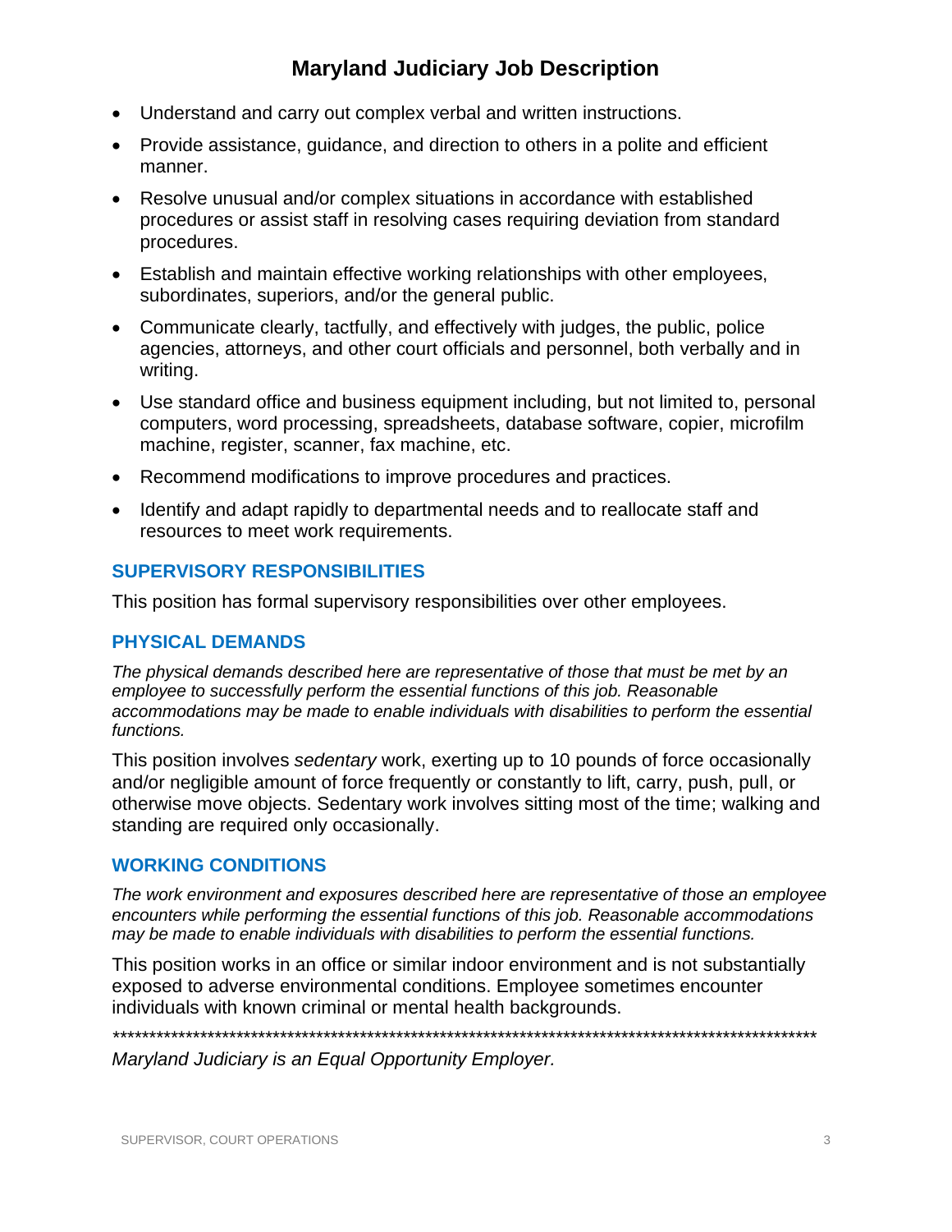- Understand and carry out complex verbal and written instructions.
- Provide assistance, guidance, and direction to others in a polite and efficient manner.
- Resolve unusual and/or complex situations in accordance with established procedures or assist staff in resolving cases requiring deviation from standard procedures.
- Establish and maintain effective working relationships with other employees, subordinates, superiors, and/or the general public.
- Communicate clearly, tactfully, and effectively with judges, the public, police agencies, attorneys, and other court officials and personnel, both verbally and in writing.
- Use standard office and business equipment including, but not limited to, personal computers, word processing, spreadsheets, database software, copier, microfilm machine, register, scanner, fax machine, etc.
- Recommend modifications to improve procedures and practices.
- Identify and adapt rapidly to departmental needs and to reallocate staff and resources to meet work requirements.

## SUPERVISORY RESPONSIBILITIES

This position has formal supervisory responsibilities over other employees.

## PHYSICAL DEMANDS

*The physical demands described here are representative of those that must be met by an employee to successfully perform the essential functions of this job. Reasonable accommodations may be made to enable individuals with disabilities to perform the essential functions.*

This position involves *sedentary* work, exerting up to 10 pounds of force occasionally and/or negligible amount of force frequently or constantly to lift, carry, push, pull, or otherwise move objects. Sedentary work involves sitting most of the time; walking and standing are required only occasionally.

## WORKING CONDITIONS

*The work environment and exposures described here are representative of those an employee encounters while performing the essential functions of this job. Reasonable accommodations may be made to enable individuals with disabilities to perform the essential functions.*

This position works in an office or similar indoor environment and is not substantially exposed to adverse environmental conditions. Employee sometimes encounter individuals with known criminal or mental health backgrounds.

****************************************************************************************************

*Maryland Judiciary is an Equal Opportunity Employer.*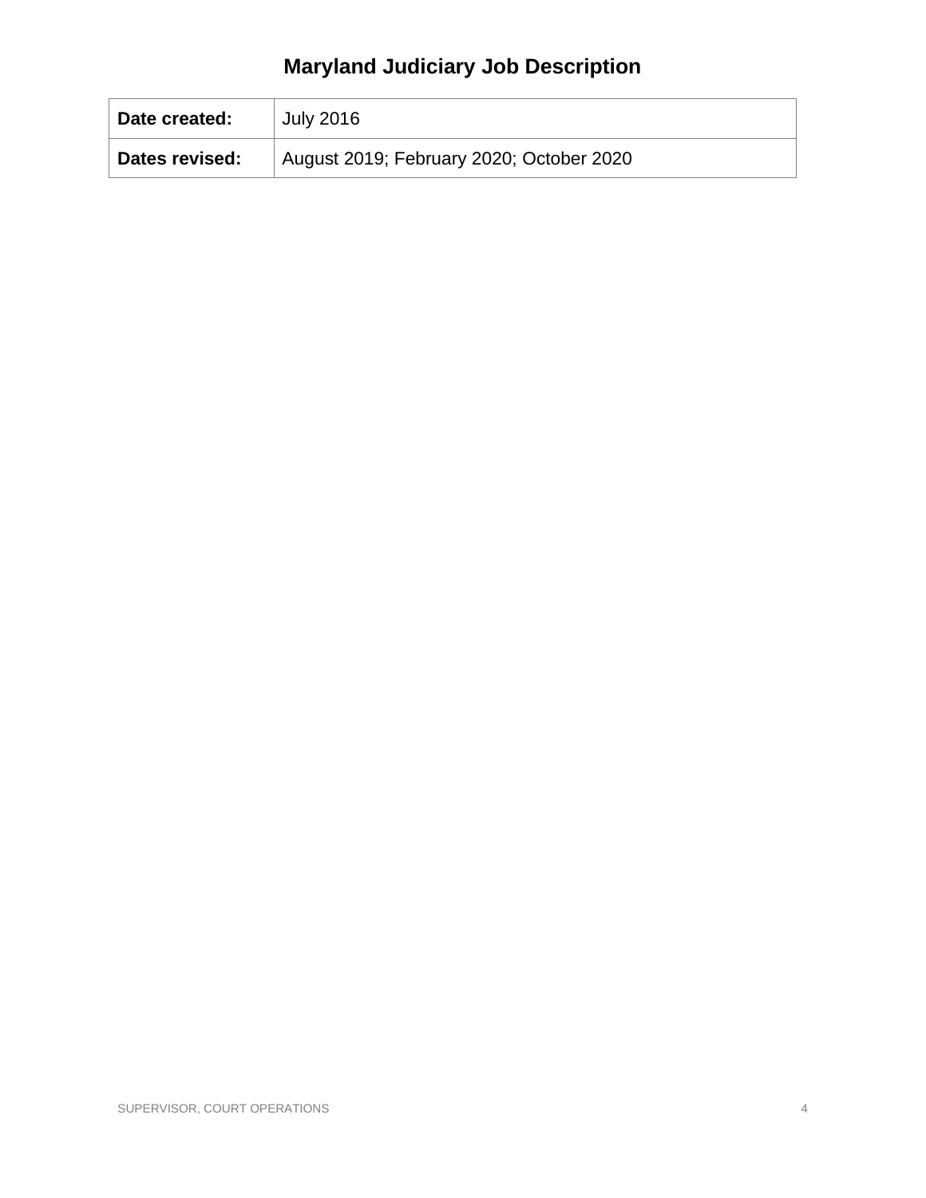# Maryland Judiciary Job Description

| | |
|---|---|
| **Date created:** | July 2016 |
| **Dates revised:** | August 2019; February 2020; October 2020 |